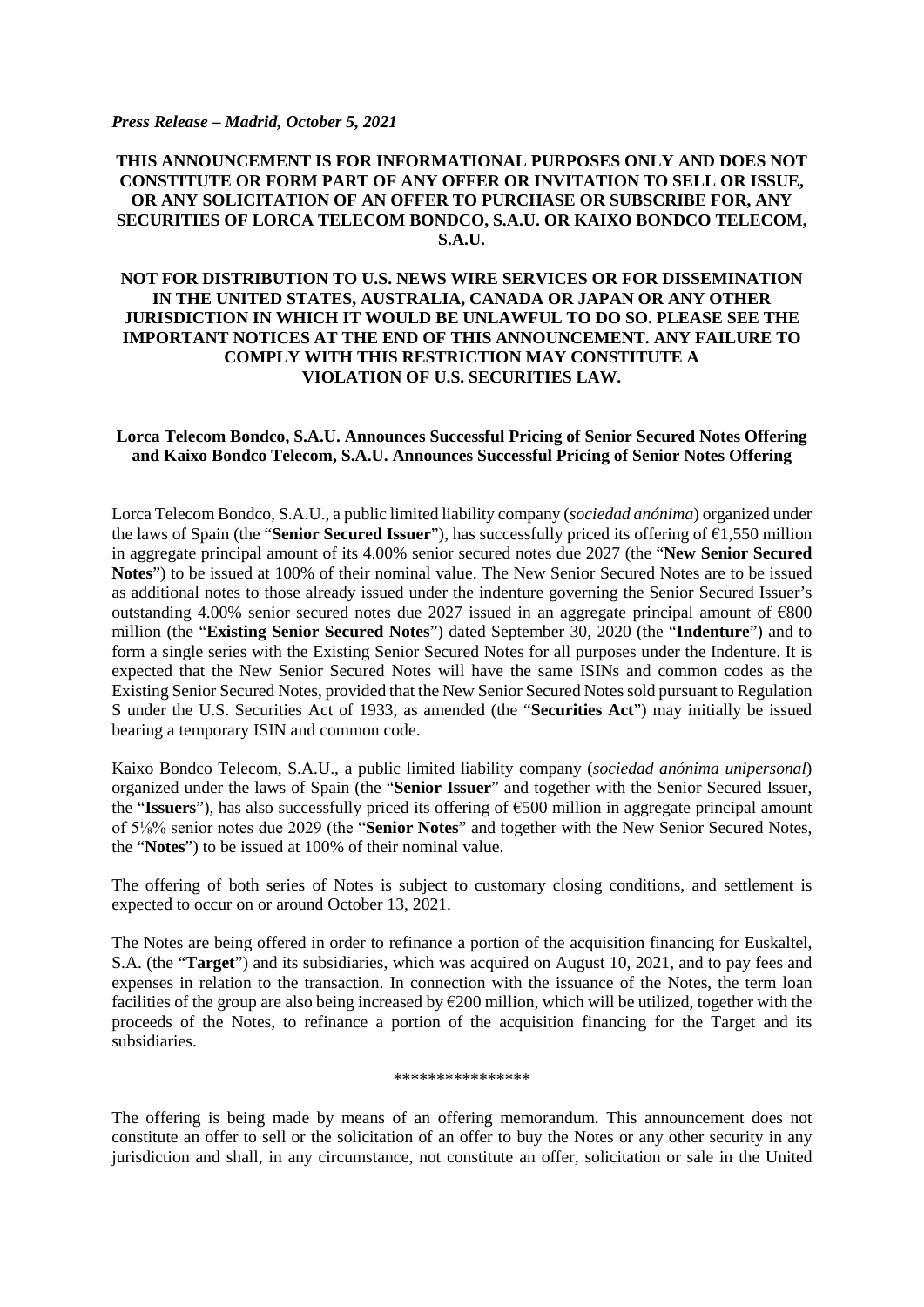*Press Release – Madrid, October 5, 2021*

**THIS ANNOUNCEMENT IS FOR INFORMATIONAL PURPOSES ONLY AND DOES NOT CONSTITUTE OR FORM PART OF ANY OFFER OR INVITATION TO SELL OR ISSUE, OR ANY SOLICITATION OF AN OFFER TO PURCHASE OR SUBSCRIBE FOR, ANY SECURITIES OF LORCA TELECOM BONDCO, S.A.U. OR KAIXO BONDCO TELECOM, S.A.U.**

**NOT FOR DISTRIBUTION TO U.S. NEWS WIRE SERVICES OR FOR DISSEMINATION IN THE UNITED STATES, AUSTRALIA, CANADA OR JAPAN OR ANY OTHER JURISDICTION IN WHICH IT WOULD BE UNLAWFUL TO DO SO. PLEASE SEE THE IMPORTANT NOTICES AT THE END OF THIS ANNOUNCEMENT. ANY FAILURE TO COMPLY WITH THIS RESTRICTION MAY CONSTITUTE A VIOLATION OF U.S. SECURITIES LAW.**

**Lorca Telecom Bondco, S.A.U. Announces Successful Pricing of Senior Secured Notes Offering and Kaixo Bondco Telecom, S.A.U. Announces Successful Pricing of Senior Notes Offering**

Lorca Telecom Bondco, S.A.U., a public limited liability company (*sociedad anónima*) organized under the laws of Spain (the "**Senior Secured Issuer**"), has successfully priced its offering of €1,550 million in aggregate principal amount of its 4.00% senior secured notes due 2027 (the "**New Senior Secured Notes**") to be issued at 100% of their nominal value. The New Senior Secured Notes are to be issued as additional notes to those already issued under the indenture governing the Senior Secured Issuer's outstanding 4.00% senior secured notes due 2027 issued in an aggregate principal amount of €800 million (the "**Existing Senior Secured Notes**") dated September 30, 2020 (the "**Indenture**") and to form a single series with the Existing Senior Secured Notes for all purposes under the Indenture. It is expected that the New Senior Secured Notes will have the same ISINs and common codes as the Existing Senior Secured Notes, provided that the New Senior Secured Notes sold pursuant to Regulation S under the U.S. Securities Act of 1933, as amended (the "**Securities Act**") may initially be issued bearing a temporary ISIN and common code.

Kaixo Bondco Telecom, S.A.U., a public limited liability company (*sociedad anónima unipersonal*) organized under the laws of Spain (the "**Senior Issuer**" and together with the Senior Secured Issuer, the "**Issuers**"), has also successfully priced its offering of €500 million in aggregate principal amount of 5⅛% senior notes due 2029 (the "**Senior Notes**" and together with the New Senior Secured Notes, the "**Notes**") to be issued at 100% of their nominal value.

The offering of both series of Notes is subject to customary closing conditions, and settlement is expected to occur on or around October 13, 2021.

The Notes are being offered in order to refinance a portion of the acquisition financing for Euskaltel, S.A. (the "**Target**") and its subsidiaries, which was acquired on August 10, 2021, and to pay fees and expenses in relation to the transaction. In connection with the issuance of the Notes, the term loan facilities of the group are also being increased by €200 million, which will be utilized, together with the proceeds of the Notes, to refinance a portion of the acquisition financing for the Target and its subsidiaries.

\*\*\*\*\*\*\*\*\*\*\*\*\*\*\*\*

The offering is being made by means of an offering memorandum. This announcement does not constitute an offer to sell or the solicitation of an offer to buy the Notes or any other security in any jurisdiction and shall, in any circumstance, not constitute an offer, solicitation or sale in the United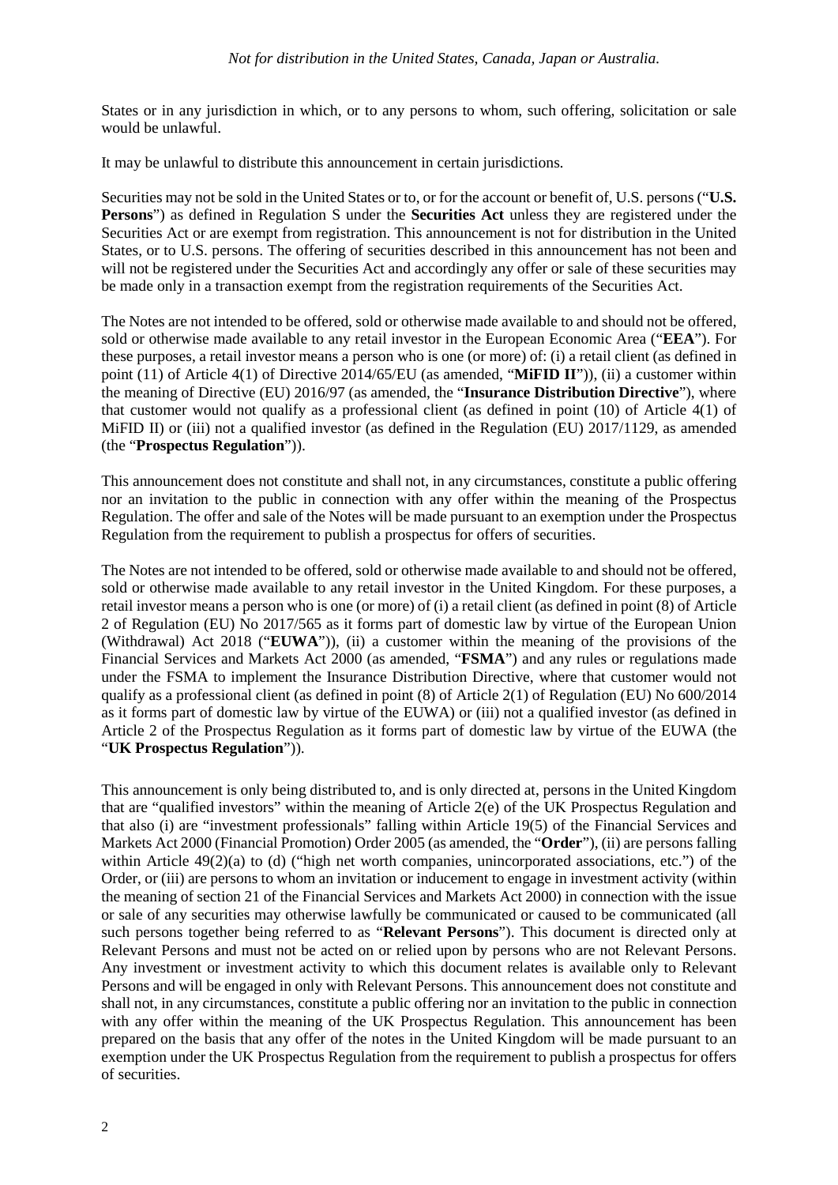States or in any jurisdiction in which, or to any persons to whom, such offering, solicitation or sale would be unlawful.

It may be unlawful to distribute this announcement in certain jurisdictions.

Securities may not be sold in the United States or to, or for the account or benefit of, U.S. persons ("**U.S. Persons**") as defined in Regulation S under the **Securities Act** unless they are registered under the Securities Act or are exempt from registration. This announcement is not for distribution in the United States, or to U.S. persons. The offering of securities described in this announcement has not been and will not be registered under the Securities Act and accordingly any offer or sale of these securities may be made only in a transaction exempt from the registration requirements of the Securities Act.

The Notes are not intended to be offered, sold or otherwise made available to and should not be offered, sold or otherwise made available to any retail investor in the European Economic Area ("**EEA**"). For these purposes, a retail investor means a person who is one (or more) of: (i) a retail client (as defined in point (11) of Article 4(1) of Directive 2014/65/EU (as amended, "**MiFID II**")), (ii) a customer within the meaning of Directive (EU) 2016/97 (as amended, the "**Insurance Distribution Directive**"), where that customer would not qualify as a professional client (as defined in point (10) of Article 4(1) of MiFID II) or (iii) not a qualified investor (as defined in the Regulation (EU) 2017/1129, as amended (the "**Prospectus Regulation**")).

This announcement does not constitute and shall not, in any circumstances, constitute a public offering nor an invitation to the public in connection with any offer within the meaning of the Prospectus Regulation. The offer and sale of the Notes will be made pursuant to an exemption under the Prospectus Regulation from the requirement to publish a prospectus for offers of securities.

The Notes are not intended to be offered, sold or otherwise made available to and should not be offered, sold or otherwise made available to any retail investor in the United Kingdom. For these purposes, a retail investor means a person who is one (or more) of (i) a retail client (as defined in point (8) of Article 2 of Regulation (EU) No 2017/565 as it forms part of domestic law by virtue of the European Union (Withdrawal) Act 2018 ("**EUWA**")), (ii) a customer within the meaning of the provisions of the Financial Services and Markets Act 2000 (as amended, "**FSMA**") and any rules or regulations made under the FSMA to implement the Insurance Distribution Directive, where that customer would not qualify as a professional client (as defined in point (8) of Article 2(1) of Regulation (EU) No 600/2014 as it forms part of domestic law by virtue of the EUWA) or (iii) not a qualified investor (as defined in Article 2 of the Prospectus Regulation as it forms part of domestic law by virtue of the EUWA (the "**UK Prospectus Regulation**")).

This announcement is only being distributed to, and is only directed at, persons in the United Kingdom that are "qualified investors" within the meaning of Article 2(e) of the UK Prospectus Regulation and that also (i) are "investment professionals" falling within Article 19(5) of the Financial Services and Markets Act 2000 (Financial Promotion) Order 2005 (as amended, the "**Order**"), (ii) are persons falling within Article 49(2)(a) to (d) ("high net worth companies, unincorporated associations, etc.") of the Order, or (iii) are persons to whom an invitation or inducement to engage in investment activity (within the meaning of section 21 of the Financial Services and Markets Act 2000) in connection with the issue or sale of any securities may otherwise lawfully be communicated or caused to be communicated (all such persons together being referred to as "**Relevant Persons**"). This document is directed only at Relevant Persons and must not be acted on or relied upon by persons who are not Relevant Persons. Any investment or investment activity to which this document relates is available only to Relevant Persons and will be engaged in only with Relevant Persons. This announcement does not constitute and shall not, in any circumstances, constitute a public offering nor an invitation to the public in connection with any offer within the meaning of the UK Prospectus Regulation. This announcement has been prepared on the basis that any offer of the notes in the United Kingdom will be made pursuant to an exemption under the UK Prospectus Regulation from the requirement to publish a prospectus for offers of securities.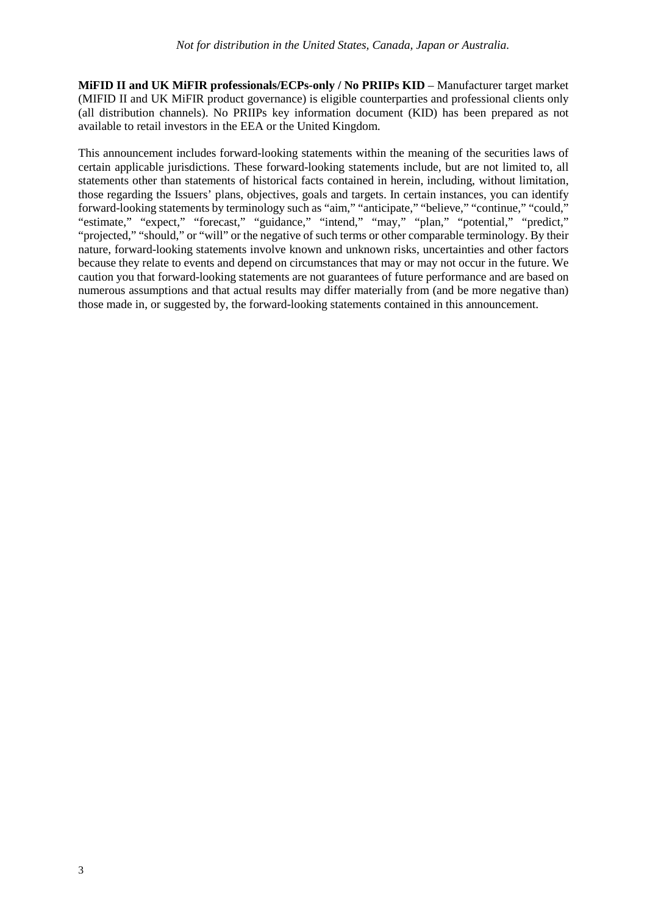*Not for distribution in the United States, Canada, Japan or Australia.*

**MiFID II and UK MiFIR professionals/ECPs-only / No PRIIPs KID** – Manufacturer target market (MIFID II and UK MiFIR product governance) is eligible counterparties and professional clients only (all distribution channels). No PRIIPs key information document (KID) has been prepared as not available to retail investors in the EEA or the United Kingdom.

This announcement includes forward-looking statements within the meaning of the securities laws of certain applicable jurisdictions. These forward-looking statements include, but are not limited to, all statements other than statements of historical facts contained in herein, including, without limitation, those regarding the Issuers' plans, objectives, goals and targets. In certain instances, you can identify forward-looking statements by terminology such as "aim," "anticipate," "believe," "continue," "could," "estimate," "expect," "forecast," "guidance," "intend," "may," "plan," "potential," "predict," "projected," "should," or "will" or the negative of such terms or other comparable terminology. By their nature, forward-looking statements involve known and unknown risks, uncertainties and other factors because they relate to events and depend on circumstances that may or may not occur in the future. We caution you that forward-looking statements are not guarantees of future performance and are based on numerous assumptions and that actual results may differ materially from (and be more negative than) those made in, or suggested by, the forward-looking statements contained in this announcement.